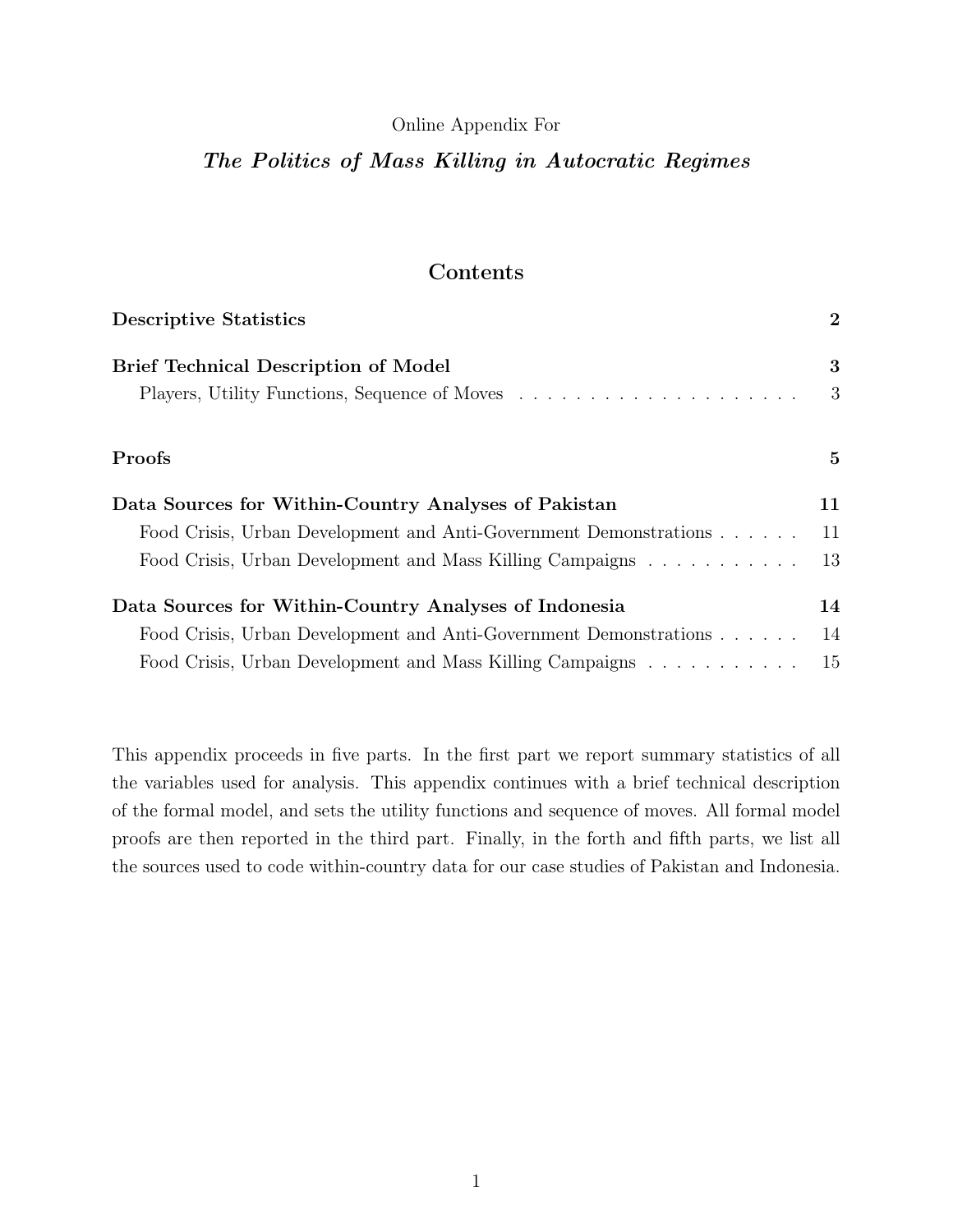Online Appendix For

# *The Politics of Mass Killing in Autocratic Regimes*

## Contents

| | |
|---|---|
| **Descriptive Statistics** | **2** |
| **Brief Technical Description of Model** | **3** |
| Players, Utility Functions, Sequence of Moves | 3 |
| **Proofs** | **5** |
| **Data Sources for Within-Country Analyses of Pakistan** | **11** |
| Food Crisis, Urban Development and Anti-Government Demonstrations | 11 |
| Food Crisis, Urban Development and Mass Killing Campaigns | 13 |
| **Data Sources for Within-Country Analyses of Indonesia** | **14** |
| Food Crisis, Urban Development and Anti-Government Demonstrations | 14 |
| Food Crisis, Urban Development and Mass Killing Campaigns | 15 |

This appendix proceeds in five parts. In the first part we report summary statistics of all the variables used for analysis. This appendix continues with a brief technical description of the formal model, and sets the utility functions and sequence of moves. All formal model proofs are then reported in the third part. Finally, in the forth and fifth parts, we list all the sources used to code within-country data for our case studies of Pakistan and Indonesia.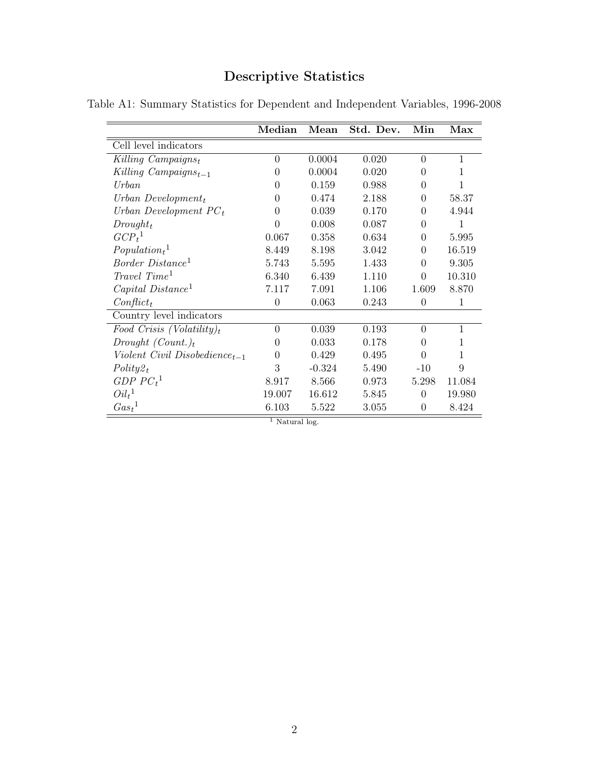# Descriptive Statistics

Table A1: Summary Statistics for Dependent and Independent Variables, 1996-2008

| | **Median** | **Mean** | **Std. Dev.** | **Min** | **Max** |
|---|---|---|---|---|---|
| Cell level indicators | | | | | |
| *Killing Campaigns*$_t$ | 0 | 0.0004 | 0.020 | 0 | 1 |
| *Killing Campaigns*$_{t-1}$ | 0 | 0.0004 | 0.020 | 0 | 1 |
| *Urban* | 0 | 0.159 | 0.988 | 0 | 1 |
| *Urban Development*$_t$ | 0 | 0.474 | 2.188 | 0 | 58.37 |
| *Urban Development PC*$_t$ | 0 | 0.039 | 0.170 | 0 | 4.944 |
| *Drought*$_t$ | 0 | 0.008 | 0.087 | 0 | 1 |
| *GCP*$_t$[1] | 0.067 | 0.358 | 0.634 | 0 | 5.995 |
| *Population*$_t$[1] | 8.449 | 8.198 | 3.042 | 0 | 16.519 |
| *Border Distance*[1] | 5.743 | 5.595 | 1.433 | 0 | 9.305 |
| *Travel Time*[1] | 6.340 | 6.439 | 1.110 | 0 | 10.310 |
| *Capital Distance*[1] | 7.117 | 7.091 | 1.106 | 1.609 | 8.870 |
| *Conflict*$_t$ | 0 | 0.063 | 0.243 | 0 | 1 |
| Country level indicators | | | | | |
| *Food Crisis (Volatility)*$_t$ | 0 | 0.039 | 0.193 | 0 | 1 |
| *Drought (Count.)*$_t$ | 0 | 0.033 | 0.178 | 0 | 1 |
| *Violent Civil Disobedience*$_{t-1}$ | 0 | 0.429 | 0.495 | 0 | 1 |
| *Polity2*$_t$ | 3 | -0.324 | 5.490 | -10 | 9 |
| *GDP PC*$_t$[1] | 8.917 | 8.566 | 0.973 | 5.298 | 11.084 |
| *Oil*$_t$[1] | 19.007 | 16.612 | 5.845 | 0 | 19.980 |
| *Gas*$_t$[1] | 6.103 | 5.522 | 3.055 | 0 | 8.424 |

[1] Natural log.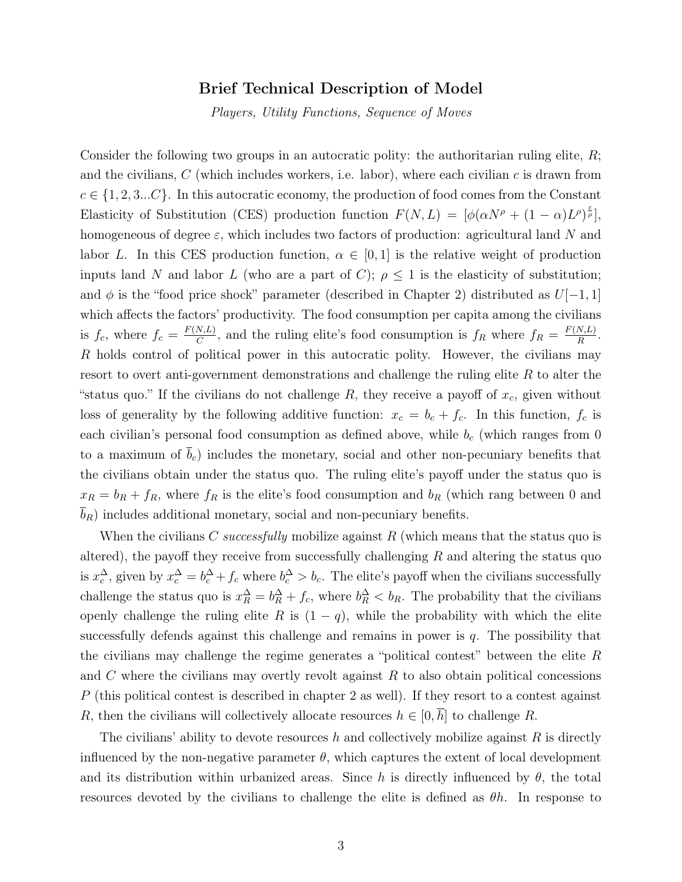## Brief Technical Description of Model

*Players, Utility Functions, Sequence of Moves*

Consider the following two groups in an autocratic polity: the authoritarian ruling elite, $R$; and the civilians, $C$ (which includes workers, i.e. labor), where each civilian $c$ is drawn from $c \in \{1, 2, 3...C\}$. In this autocratic economy, the production of food comes from the Constant Elasticity of Substitution (CES) production function $F(N, L) = [\phi(\alpha N^{\rho} + (1 - \alpha)L^{\rho})^{\frac{\varepsilon}{\rho}}]$, homogeneous of degree $\varepsilon$, which includes two factors of production: agricultural land $N$ and labor $L$. In this CES production function, $\alpha \in [0, 1]$ is the relative weight of production inputs land $N$ and labor $L$ (who are a part of $C$); $\rho \leq 1$ is the elasticity of substitution; and $\phi$ is the "food price shock" parameter (described in Chapter 2) distributed as $U[-1, 1]$ which affects the factors' productivity. The food consumption per capita among the civilians is $f_c$, where $f_c = \frac{F(N,L)}{C}$, and the ruling elite's food consumption is $f_R$ where $f_R = \frac{F(N,L)}{R}$. $R$ holds control of political power in this autocratic polity. However, the civilians may resort to overt anti-government demonstrations and challenge the ruling elite $R$ to alter the "status quo." If the civilians do not challenge $R$, they receive a payoff of $x_c$, given without loss of generality by the following additive function: $x_c = b_c + f_c$. In this function, $f_c$ is each civilian's personal food consumption as defined above, while $b_c$ (which ranges from 0 to a maximum of $\overline{b}_c$) includes the monetary, social and other non-pecuniary benefits that the civilians obtain under the status quo. The ruling elite's payoff under the status quo is $x_R = b_R + f_R$, where $f_R$ is the elite's food consumption and $b_R$ (which rang between 0 and $\overline{b}_R$) includes additional monetary, social and non-pecuniary benefits.

When the civilians $C$ *successfully* mobilize against $R$ (which means that the status quo is altered), the payoff they receive from successfully challenging $R$ and altering the status quo is $x_c^{\Delta}$, given by $x_c^{\Delta} = b_c^{\Delta} + f_c$ where $b_c^{\Delta} > b_c$. The elite's payoff when the civilians successfully challenge the status quo is $x_R^{\Delta} = b_R^{\Delta} + f_c$, where $b_R^{\Delta} < b_R$. The probability that the civilians openly challenge the ruling elite $R$ is $(1 - q)$, while the probability with which the elite successfully defends against this challenge and remains in power is $q$. The possibility that the civilians may challenge the regime generates a "political contest" between the elite $R$ and $C$ where the civilians may overtly revolt against $R$ to also obtain political concessions $P$ (this political contest is described in chapter 2 as well). If they resort to a contest against $R$, then the civilians will collectively allocate resources $h \in [0, \overline{h}]$ to challenge $R$.

The civilians' ability to devote resources $h$ and collectively mobilize against $R$ is directly influenced by the non-negative parameter $\theta$, which captures the extent of local development and its distribution within urbanized areas. Since $h$ is directly influenced by $\theta$, the total resources devoted by the civilians to challenge the elite is defined as $\theta h$. In response to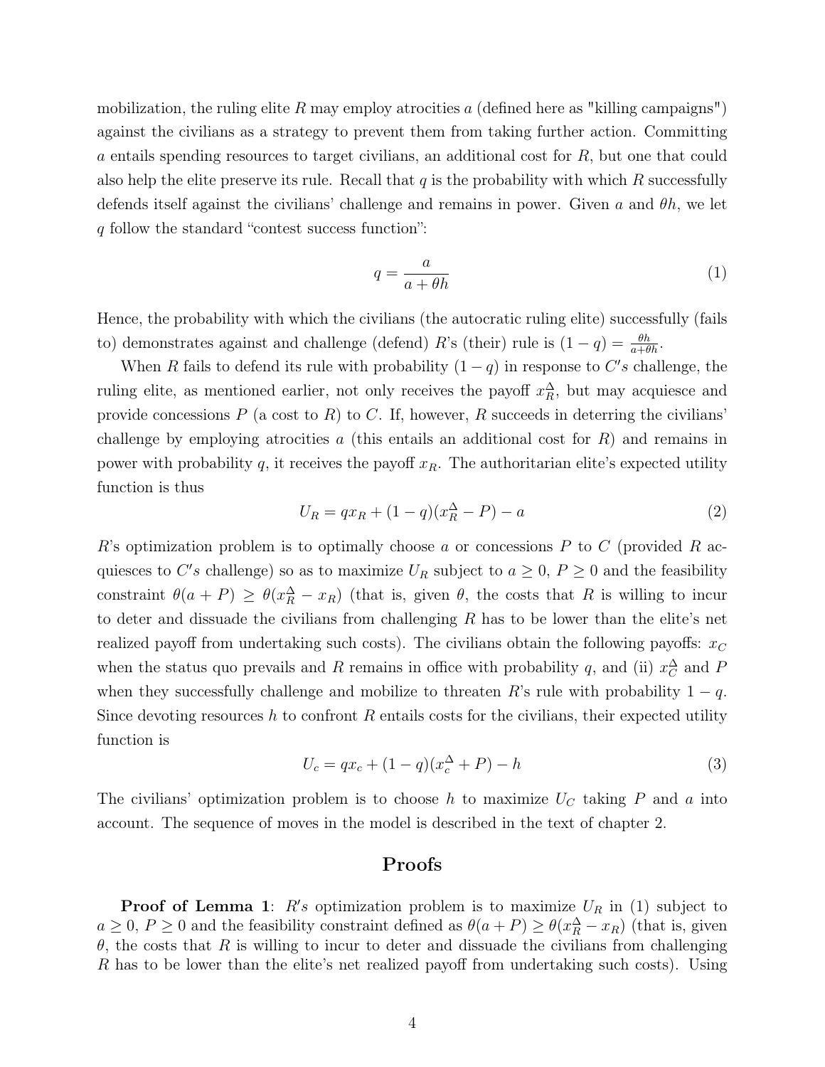mobilization, the ruling elite $R$ may employ atrocities $a$ (defined here as "killing campaigns") against the civilians as a strategy to prevent them from taking further action. Committing $a$ entails spending resources to target civilians, an additional cost for $R$, but one that could also help the elite preserve its rule. Recall that $q$ is the probability with which $R$ successfully defends itself against the civilians' challenge and remains in power. Given $a$ and $\theta h$, we let $q$ follow the standard "contest success function":

$$q = \frac{a}{a + \theta h} \tag{1}$$

Hence, the probability with which the civilians (the autocratic ruling elite) successfully (fails to) demonstrates against and challenge (defend) $R$'s (their) rule is $(1 - q) = \frac{\theta h}{a + \theta h}$.

When $R$ fails to defend its rule with probability $(1 - q)$ in response to $C's$ challenge, the ruling elite, as mentioned earlier, not only receives the payoff $x_R^{\Delta}$, but may acquiesce and provide concessions $P$ (a cost to $R$) to $C$. If, however, $R$ succeeds in deterring the civilians' challenge by employing atrocities $a$ (this entails an additional cost for $R$) and remains in power with probability $q$, it receives the payoff $x_R$. The authoritarian elite's expected utility function is thus

$$U_R = qx_R + (1 - q)(x_R^{\Delta} - P) - a \tag{2}$$

$R$'s optimization problem is to optimally choose $a$ or concessions $P$ to $C$ (provided $R$ acquiesces to $C's$ challenge) so as to maximize $U_R$ subject to $a \geq 0$, $P \geq 0$ and the feasibility constraint $\theta(a + P) \geq \theta(x_R^{\Delta} - x_R)$ (that is, given $\theta$, the costs that $R$ is willing to incur to deter and dissuade the civilians from challenging $R$ has to be lower than the elite's net realized payoff from undertaking such costs). The civilians obtain the following payoffs: $x_C$ when the status quo prevails and $R$ remains in office with probability $q$, and (ii) $x_C^{\Delta}$ and $P$ when they successfully challenge and mobilize to threaten $R$'s rule with probability $1 - q$. Since devoting resources $h$ to confront $R$ entails costs for the civilians, their expected utility function is

$$U_c = qx_c + (1 - q)(x_c^{\Delta} + P) - h \tag{3}$$

The civilians' optimization problem is to choose $h$ to maximize $U_C$ taking $P$ and $a$ into account. The sequence of moves in the model is described in the text of chapter 2.

## Proofs

**Proof of Lemma 1**: $R's$ optimization problem is to maximize $U_R$ in (1) subject to $a \geq 0$, $P \geq 0$ and the feasibility constraint defined as $\theta(a + P) \geq \theta(x_R^{\Delta} - x_R)$ (that is, given $\theta$, the costs that $R$ is willing to incur to deter and dissuade the civilians from challenging $R$ has to be lower than the elite's net realized payoff from undertaking such costs). Using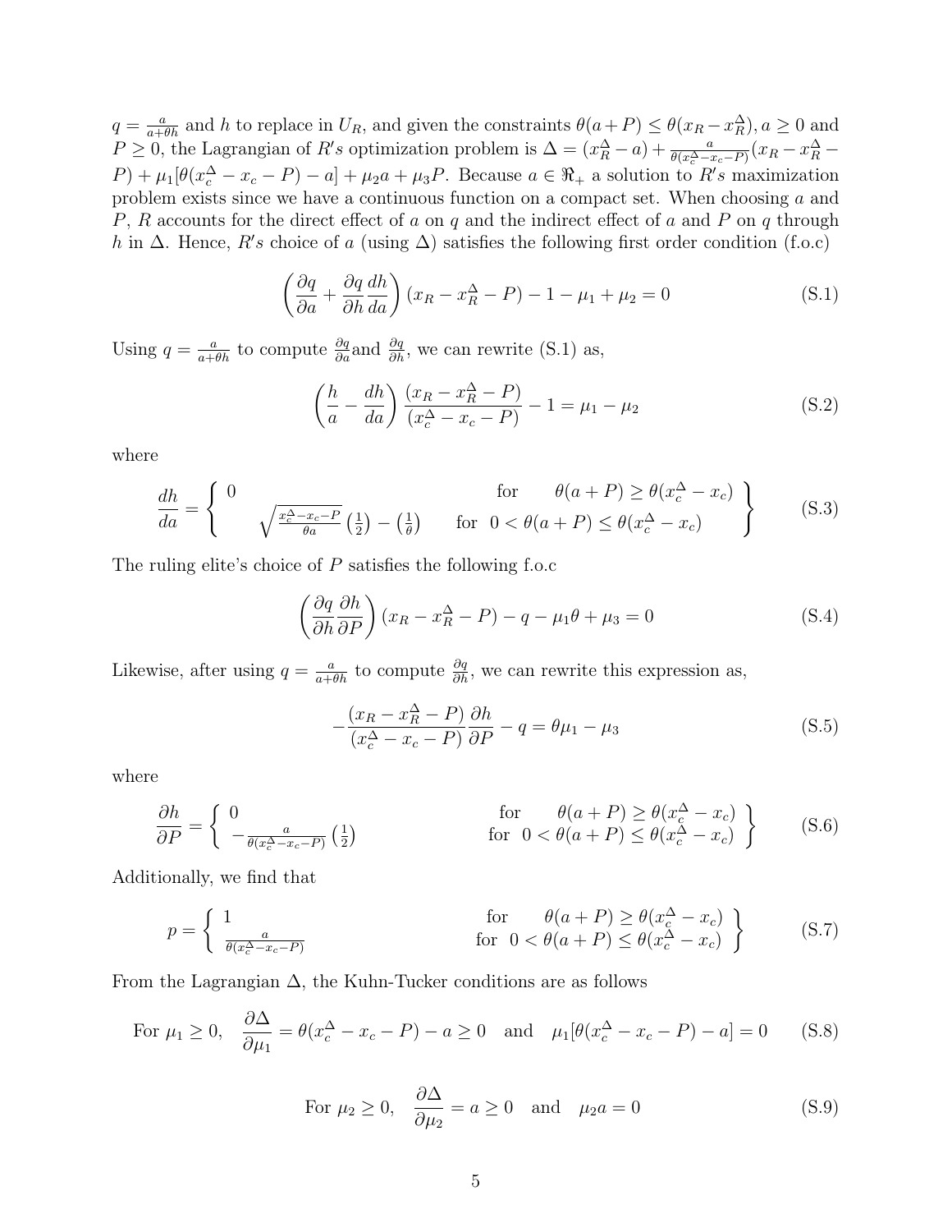$q = \frac{a}{a+\theta h}$ and $h$ to replace in $U_R$, and given the constraints $\theta(a+P) \leq \theta(x_R - x_R^{\Delta})$, $a \geq 0$ and $P \geq 0$, the Lagrangian of $R's$ optimization problem is $\Delta = (x_R^{\Delta} - a) + \frac{a}{\theta(x_c^{\Delta} - x_c - P)}(x_R - x_R^{\Delta} - P) + \mu_1[\theta(x_c^{\Delta} - x_c - P) - a] + \mu_2 a + \mu_3 P$. Because $a \in \Re_+$ a solution to $R's$ maximization problem exists since we have a continuous function on a compact set. When choosing $a$ and $P$, $R$ accounts for the direct effect of $a$ on $q$ and the indirect effect of $a$ and $P$ on $q$ through $h$ in $\Delta$. Hence, $R's$ choice of $a$ (using $\Delta$) satisfies the following first order condition (f.o.c)

$$\left(\frac{\partial q}{\partial a} + \frac{\partial q}{\partial h}\frac{dh}{da}\right)(x_R - x_R^{\Delta} - P) - 1 - \mu_1 + \mu_2 = 0 \tag{S.1}$$

Using $q = \frac{a}{a+\theta h}$ to compute $\frac{\partial q}{\partial a}$and $\frac{\partial q}{\partial h}$, we can rewrite (S.1) as,

$$\left(\frac{h}{a} - \frac{dh}{da}\right)\frac{(x_R - x_R^{\Delta} - P)}{(x_c^{\Delta} - x_c - P)} - 1 = \mu_1 - \mu_2 \tag{S.2}$$

where

$$\frac{dh}{da} = \left\{ \begin{array}{ll} 0 & \text{for} \quad \theta(a+P) \geq \theta(x_c^{\Delta} - x_c) \\ \sqrt{\frac{x_c^{\Delta} - x_c - P}{\theta a}}\left(\frac{1}{2}\right) - \left(\frac{1}{\theta}\right) & \text{for} \quad 0 < \theta(a+P) \leq \theta(x_c^{\Delta} - x_c) \end{array} \right\} \tag{S.3}$$

The ruling elite's choice of $P$ satisfies the following f.o.c

$$\left(\frac{\partial q}{\partial h}\frac{\partial h}{\partial P}\right)(x_R - x_R^{\Delta} - P) - q - \mu_1\theta + \mu_3 = 0 \tag{S.4}$$

Likewise, after using $q = \frac{a}{a+\theta h}$ to compute $\frac{\partial q}{\partial h}$, we can rewrite this expression as,

$$-\frac{(x_R - x_R^{\Delta} - P)}{(x_c^{\Delta} - x_c - P)}\frac{\partial h}{\partial P} - q = \theta\mu_1 - \mu_3 \tag{S.5}$$

where

$$\frac{\partial h}{\partial P} = \left\{ \begin{array}{ll} 0 & \text{for} \quad \theta(a+P) \geq \theta(x_c^{\Delta} - x_c) \\ -\frac{a}{\theta(x_c^{\Delta} - x_c - P)}\left(\frac{1}{2}\right) & \text{for} \quad 0 < \theta(a+P) \leq \theta(x_c^{\Delta} - x_c) \end{array} \right\} \tag{S.6}$$

Additionally, we find that

$$p = \left\{ \begin{array}{ll} 1 & \text{for} \quad \theta(a+P) \geq \theta(x_c^{\Delta} - x_c) \\ \frac{a}{\theta(x_c^{\Delta} - x_c - P)} & \text{for} \quad 0 < \theta(a+P) \leq \theta(x_c^{\Delta} - x_c) \end{array} \right\} \tag{S.7}$$

From the Lagrangian $\Delta$, the Kuhn-Tucker conditions are as follows

$$\text{For } \mu_1 \geq 0, \quad \frac{\partial \Delta}{\partial \mu_1} = \theta(x_c^{\Delta} - x_c - P) - a \geq 0 \quad \text{and} \quad \mu_1[\theta(x_c^{\Delta} - x_c - P) - a] = 0 \tag{S.8}$$

$$\text{For } \mu_2 \geq 0, \quad \frac{\partial \Delta}{\partial \mu_2} = a \geq 0 \quad \text{and} \quad \mu_2 a = 0 \tag{S.9}$$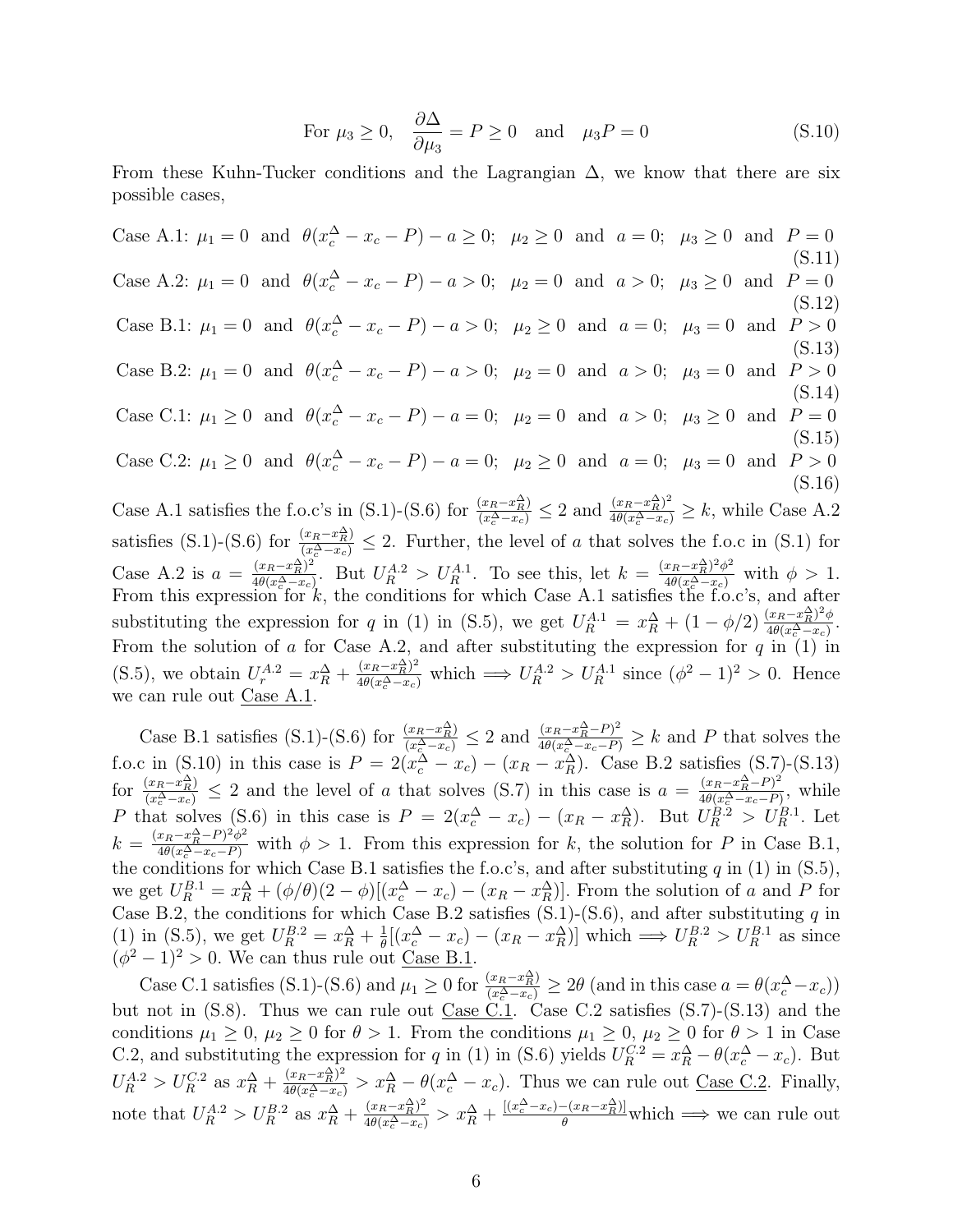$$\text{For } \mu_3 \geq 0, \quad \frac{\partial \Delta}{\partial \mu_3} = P \geq 0 \quad \text{and} \quad \mu_3 P = 0 \tag{S.10}$$

From these Kuhn-Tucker conditions and the Lagrangian $\Delta$, we know that there are six possible cases,

$$\text{Case A.1: } \mu_1 = 0 \text{ and } \theta(x_c^\Delta - x_c - P) - a \geq 0; \;\; \mu_2 \geq 0 \text{ and } a = 0; \;\; \mu_3 \geq 0 \text{ and } P = 0 \tag{S.11}$$

$$\text{Case A.2: } \mu_1 = 0 \text{ and } \theta(x_c^\Delta - x_c - P) - a > 0; \;\; \mu_2 = 0 \text{ and } a > 0; \;\; \mu_3 \geq 0 \text{ and } P = 0 \tag{S.12}$$

$$\text{Case B.1: } \mu_1 = 0 \text{ and } \theta(x_c^\Delta - x_c - P) - a > 0; \;\; \mu_2 \geq 0 \text{ and } a = 0; \;\; \mu_3 = 0 \text{ and } P > 0 \tag{S.13}$$

$$\text{Case B.2: } \mu_1 = 0 \text{ and } \theta(x_c^\Delta - x_c - P) - a > 0; \;\; \mu_2 = 0 \text{ and } a > 0; \;\; \mu_3 = 0 \text{ and } P > 0 \tag{S.14}$$

$$\text{Case C.1: } \mu_1 \geq 0 \text{ and } \theta(x_c^\Delta - x_c - P) - a = 0; \;\; \mu_2 = 0 \text{ and } a > 0; \;\; \mu_3 \geq 0 \text{ and } P = 0 \tag{S.15}$$

$$\text{Case C.2: } \mu_1 \geq 0 \text{ and } \theta(x_c^\Delta - x_c - P) - a = 0; \;\; \mu_2 \geq 0 \text{ and } a = 0; \;\; \mu_3 = 0 \text{ and } P > 0 \tag{S.16}$$

Case A.1 satisfies the f.o.c's in (S.1)-(S.6) for $\frac{(x_R - x_R^\Delta)}{(x_c^\Delta - x_c)} \leq 2$ and $\frac{(x_R - x_R^\Delta)^2}{4\theta(x_c^\Delta - x_c)} \geq k$, while Case A.2 satisfies (S.1)-(S.6) for $\frac{(x_R - x_R^\Delta)}{(x_c^\Delta - x_c)} \leq 2$. Further, the level of $a$ that solves the f.o.c in (S.1) for Case A.2 is $a = \frac{(x_R - x_R^\Delta)^2}{4\theta(x_c^\Delta - x_c)}$. But $U_R^{A.2} > U_R^{A.1}$. To see this, let $k = \frac{(x_R - x_R^\Delta)^2 \phi^2}{4\theta(x_c^\Delta - x_c)}$ with $\phi > 1$. From this expression for $k$, the conditions for which Case A.1 satisfies the f.o.c's, and after substituting the expression for $q$ in (1) in (S.5), we get $U_R^{A.1} = x_R^\Delta + (1 - \phi/2)\frac{(x_R - x_R^\Delta)^2 \phi}{4\theta(x_c^\Delta - x_c)}$. From the solution of $a$ for Case A.2, and after substituting the expression for $q$ in (1) in (S.5), we obtain $U_r^{A.2} = x_R^\Delta + \frac{(x_R - x_R^\Delta)^2}{4\theta(x_c^\Delta - x_c)}$ which $\Longrightarrow U_R^{A.2} > U_R^{A.1}$ since $(\phi^2 - 1)^2 > 0$. Hence we can rule out <u>Case A.1</u>.

Case B.1 satisfies (S.1)-(S.6) for $\frac{(x_R - x_R^\Delta)}{(x_c^\Delta - x_c)} \leq 2$ and $\frac{(x_R - x_R^\Delta - P)^2}{4\theta(x_c^\Delta - x_c - P)} \geq k$ and $P$ that solves the f.o.c in (S.10) in this case is $P = 2(x_c^\Delta - x_c) - (x_R - x_R^\Delta)$. Case B.2 satisfies (S.7)-(S.13) for $\frac{(x_R - x_R^\Delta)}{(x_c^\Delta - x_c)} \leq 2$ and the level of $a$ that solves (S.7) in this case is $a = \frac{(x_R - x_R^\Delta - P)^2}{4\theta(x_c^\Delta - x_c - P)}$, while $P$ that solves (S.6) in this case is $P = 2(x_c^\Delta - x_c) - (x_R - x_R^\Delta)$. But $U_R^{B.2} > U_R^{B.1}$. Let $k = \frac{(x_R - x_R^\Delta - P)^2 \phi^2}{4\theta(x_c^\Delta - x_c - P)}$ with $\phi > 1$. From this expression for $k$, the solution for $P$ in Case B.1, the conditions for which Case B.1 satisfies the f.o.c's, and after substituting $q$ in (1) in (S.5), we get $U_R^{B.1} = x_R^\Delta + (\phi/\theta)(2 - \phi)[(x_c^\Delta - x_c) - (x_R - x_R^\Delta)]$. From the solution of $a$ and $P$ for Case B.2, the conditions for which Case B.2 satisfies (S.1)-(S.6), and after substituting $q$ in (1) in (S.5), we get $U_R^{B.2} = x_R^\Delta + \frac{1}{\theta}[(x_c^\Delta - x_c) - (x_R - x_R^\Delta)]$ which $\Longrightarrow U_R^{B.2} > U_R^{B.1}$ as since $(\phi^2 - 1)^2 > 0$. We can thus rule out <u>Case B.1</u>.

Case C.1 satisfies (S.1)-(S.6) and $\mu_1 \geq 0$ for $\frac{(x_R - x_R^\Delta)}{(x_c^\Delta - x_c)} \geq 2\theta$ (and in this case $a = \theta(x_c^\Delta - x_c)$) but not in (S.8). Thus we can rule out <u>Case C.1</u>. Case C.2 satisfies (S.7)-(S.13) and the conditions $\mu_1 \geq 0$, $\mu_2 \geq 0$ for $\theta > 1$. From the conditions $\mu_1 \geq 0$, $\mu_2 \geq 0$ for $\theta > 1$ in Case C.2, and substituting the expression for $q$ in (1) in (S.6) yields $U_R^{C.2} = x_R^\Delta - \theta(x_c^\Delta - x_c)$. But $U_R^{A.2} > U_R^{C.2}$ as $x_R^\Delta + \frac{(x_R - x_R^\Delta)^2}{4\theta(x_c^\Delta - x_c)} > x_R^\Delta - \theta(x_c^\Delta - x_c)$. Thus we can rule out <u>Case C.2</u>. Finally, note that $U_R^{A.2} > U_R^{B.2}$ as $x_R^\Delta + \frac{(x_R - x_R^\Delta)^2}{4\theta(x_c^\Delta - x_c)} > x_R^\Delta + \frac{[(x_c^\Delta - x_c) - (x_R - x_R^\Delta)]}{\theta}$ which $\Longrightarrow$ we can rule out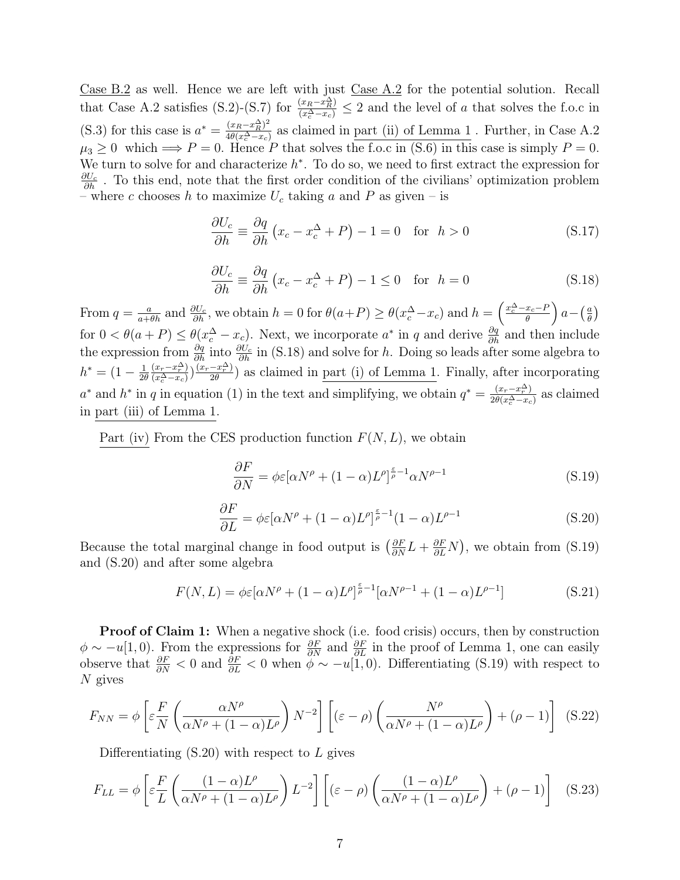Case B.2 as well. Hence we are left with just Case A.2 for the potential solution. Recall that Case A.2 satisfies (S.2)-(S.7) for $\frac{(x_R - x_R^{\Delta})}{(x_c^{\Delta} - x_c)} \leq 2$ and the level of $a$ that solves the f.o.c in (S.3) for this case is $a^* = \frac{(x_R - x_R^{\Delta})^2}{4\theta(x_c^{\Delta} - x_c)}$ as claimed in part (ii) of Lemma 1 . Further, in Case A.2 $\mu_3 \geq 0$ which $\Longrightarrow P = 0$. Hence $P$ that solves the f.o.c in (S.6) in this case is simply $P = 0$. We turn to solve for and characterize $h^*$. To do so, we need to first extract the expression for $\frac{\partial U_c}{\partial h}$ . To this end, note that the first order condition of the civilians' optimization problem – where $c$ chooses $h$ to maximize $U_c$ taking $a$ and $P$ as given – is

$$\frac{\partial U_c}{\partial h} \equiv \frac{\partial q}{\partial h}\left(x_c - x_c^{\Delta} + P\right) - 1 = 0 \quad \text{for} \quad h > 0 \tag{S.17}$$

$$\frac{\partial U_c}{\partial h} \equiv \frac{\partial q}{\partial h}\left(x_c - x_c^{\Delta} + P\right) - 1 \leq 0 \quad \text{for} \quad h = 0 \tag{S.18}$$

From $q = \frac{a}{a+\theta h}$ and $\frac{\partial U_c}{\partial h}$, we obtain $h = 0$ for $\theta(a+P) \geq \theta(x_c^{\Delta} - x_c)$ and $h = \left(\frac{x_c^{\Delta} - x_c - P}{\theta}\right)a - \left(\frac{a}{\theta}\right)$ for $0 < \theta(a+P) \leq \theta(x_c^{\Delta} - x_c)$. Next, we incorporate $a^*$ in $q$ and derive $\frac{\partial q}{\partial h}$ and then include the expression from $\frac{\partial q}{\partial h}$ into $\frac{\partial U_c}{\partial h}$ in (S.18) and solve for $h$. Doing so leads after some algebra to $h^* = (1 - \frac{1}{2\theta}\frac{(x_r - x_r^{\Delta})}{(x_c^{\Delta} - x_c)})\frac{(x_r - x_r^{\Delta})}{2\theta})$ as claimed in part (i) of Lemma 1. Finally, after incorporating $a^*$ and $h^*$ in $q$ in equation (1) in the text and simplifying, we obtain $q^* = \frac{(x_r - x_r^{\Delta})}{2\theta(x_c^{\Delta} - x_c)}$ as claimed in part (iii) of Lemma 1.

Part (iv) From the CES production function $F(N, L)$, we obtain

$$\frac{\partial F}{\partial N} = \phi\varepsilon[\alpha N^{\rho} + (1-\alpha)L^{\rho}]^{\frac{\varepsilon}{\rho} - 1}\alpha N^{\rho - 1} \tag{S.19}$$

$$\frac{\partial F}{\partial L} = \phi\varepsilon[\alpha N^{\rho} + (1-\alpha)L^{\rho}]^{\frac{\varepsilon}{\rho} - 1}(1-\alpha)L^{\rho - 1} \tag{S.20}$$

Because the total marginal change in food output is $\left(\frac{\partial F}{\partial N}L + \frac{\partial F}{\partial L}N\right)$, we obtain from (S.19) and (S.20) and after some algebra

$$F(N, L) = \phi\varepsilon[\alpha N^{\rho} + (1-\alpha)L^{\rho}]^{\frac{\varepsilon}{\rho} - 1}[\alpha N^{\rho - 1} + (1-\alpha)L^{\rho - 1}] \tag{S.21}$$

**Proof of Claim 1:** When a negative shock (i.e. food crisis) occurs, then by construction $\phi \sim -u[1, 0)$. From the expressions for $\frac{\partial F}{\partial N}$ and $\frac{\partial F}{\partial L}$ in the proof of Lemma 1, one can easily observe that $\frac{\partial F}{\partial N} < 0$ and $\frac{\partial F}{\partial L} < 0$ when $\phi \sim -u[1, 0)$. Differentiating (S.19) with respect to $N$ gives

$$F_{NN} = \phi\left[\varepsilon\frac{F}{N}\left(\frac{\alpha N^{\rho}}{\alpha N^{\rho} + (1-\alpha)L^{\rho}}\right)N^{-2}\right]\left[(\varepsilon - \rho)\left(\frac{N^{\rho}}{\alpha N^{\rho} + (1-\alpha)L^{\rho}}\right) + (\rho - 1)\right] \tag{S.22}$$

Differentiating (S.20) with respect to $L$ gives

$$F_{LL} = \phi\left[\varepsilon\frac{F}{L}\left(\frac{(1-\alpha)L^{\rho}}{\alpha N^{\rho} + (1-\alpha)L^{\rho}}\right)L^{-2}\right]\left[(\varepsilon - \rho)\left(\frac{(1-\alpha)L^{\rho}}{\alpha N^{\rho} + (1-\alpha)L^{\rho}}\right) + (\rho - 1)\right] \tag{S.23}$$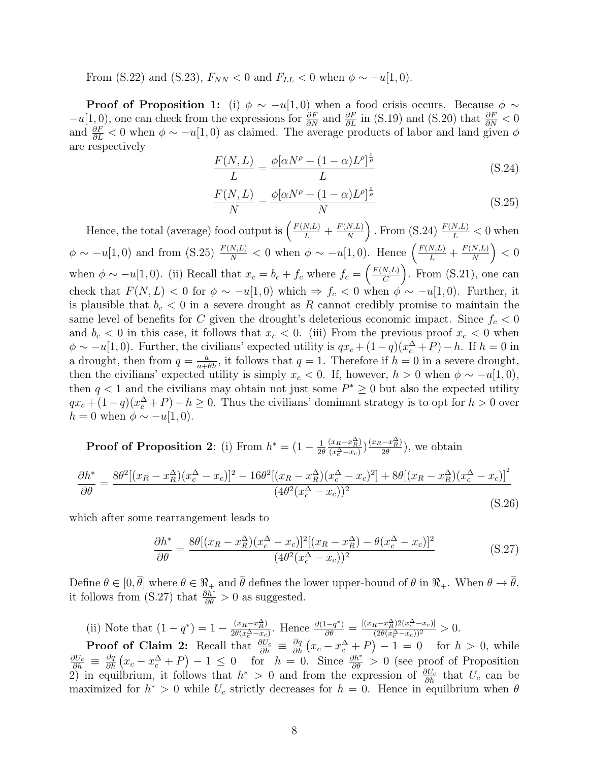From (S.22) and (S.23), $F_{NN} < 0$ and $F_{LL} < 0$ when $\phi \sim -u[1, 0)$.

**Proof of Proposition 1:** (i) $\phi \sim -u[1, 0)$ when a food crisis occurs. Because $\phi \sim -u[1, 0)$, one can check from the expressions for $\frac{\partial F}{\partial N}$ and $\frac{\partial F}{\partial L}$ in (S.19) and (S.20) that $\frac{\partial F}{\partial N} < 0$ and $\frac{\partial F}{\partial L} < 0$ when $\phi \sim -u[1, 0)$ as claimed. The average products of labor and land given $\phi$ are respectively

$$\frac{F(N, L)}{L} = \frac{\phi[\alpha N^\rho + (1 - \alpha)L^\rho]^{\frac{\varepsilon}{\rho}}}{L} \tag{S.24}$$

$$\frac{F(N, L)}{N} = \frac{\phi[\alpha N^\rho + (1 - \alpha)L^\rho]^{\frac{\varepsilon}{\rho}}}{N} \tag{S.25}$$

Hence, the total (average) food output is $\left(\frac{F(N,L)}{L} + \frac{F(N,L)}{N}\right)$. From (S.24) $\frac{F(N,L)}{L} < 0$ when $\phi \sim -u[1, 0)$ and from (S.25) $\frac{F(N,L)}{N} < 0$ when $\phi \sim -u[1, 0)$. Hence $\left(\frac{F(N,L)}{L} + \frac{F(N,L)}{N}\right) < 0$ when $\phi \sim -u[1, 0)$. (ii) Recall that $x_c = b_c + f_c$ where $f_c = \left(\frac{F(N,L)}{C}\right)$. From (S.21), one can check that $F(N, L) < 0$ for $\phi \sim -u[1, 0)$ which $\Rightarrow f_c < 0$ when $\phi \sim -u[1, 0)$. Further, it is plausible that $b_c < 0$ in a severe drought as $R$ cannot credibly promise to maintain the same level of benefits for $C$ given the drought's deleterious economic impact. Since $f_c < 0$ and $b_c < 0$ in this case, it follows that $x_c < 0$. (iii) From the previous proof $x_c < 0$ when $\phi \sim -u[1, 0)$. Further, the civilians' expected utility is $qx_c + (1-q)(x_c^\Delta + P) - h$. If $h = 0$ in a drought, then from $q = \frac{a}{a+\theta h}$, it follows that $q = 1$. Therefore if $h = 0$ in a severe drought, then the civilians' expected utility is simply $x_c < 0$. If, however, $h > 0$ when $\phi \sim -u[1, 0)$, then $q < 1$ and the civilians may obtain not just some $P^* \geq 0$ but also the expected utility $qx_c + (1-q)(x_c^\Delta + P) - h \geq 0$. Thus the civilians' dominant strategy is to opt for $h > 0$ over $h = 0$ when $\phi \sim -u[1, 0)$.

**Proof of Proposition 2**: (i) From $h^* = (1 - \frac{1}{2\theta}\frac{(x_R - x_R^\Delta)}{(x_c^\Delta - x_c)})\frac{(x_R - x_R^\Delta)}{2\theta})$, we obtain

$$\frac{\partial h^*}{\partial \theta} = \frac{8\theta^2[(x_R - x_R^\Delta)(x_c^\Delta - x_c)]^2 - 16\theta^2[(x_R - x_R^\Delta)(x_c^\Delta - x_c)^2] + 8\theta[(x_R - x_R^\Delta)(x_c^\Delta - x_c)]^2}{(4\theta^2(x_c^\Delta - x_c))^2} \tag{S.26}$$

which after some rearrangement leads to

$$\frac{\partial h^*}{\partial \theta} = \frac{8\theta[(x_R - x_R^\Delta)(x_c^\Delta - x_c)]^2[(x_R - x_R^\Delta) - \theta(x_c^\Delta - x_c)]^2}{(4\theta^2(x_c^\Delta - x_c))^2} \tag{S.27}$$

Define $\theta \in [0, \overline{\theta}]$ where $\theta \in \Re_+$ and $\overline{\theta}$ defines the lower upper-bound of $\theta$ in $\Re_+$. When $\theta \to \overline{\theta}$, it follows from (S.27) that $\frac{\partial h^*}{\partial \theta} > 0$ as suggested.

(ii) Note that $(1 - q^*) = 1 - \frac{(x_R - x_R^\Delta)}{2\theta(x_c^\Delta - x_c)}$. Hence $\frac{\partial(1-q^*)}{\partial \theta} = \frac{[(x_R - x_R^\Delta)2(x_c^\Delta - x_c)]}{(2\theta(x_c^\Delta - x_c))^2} > 0$.

**Proof of Claim 2:** Recall that $\frac{\partial U_c}{\partial h} \equiv \frac{\partial q}{\partial h}\left(x_c - x_c^\Delta + P\right) - 1 = 0$ for $h > 0$, while $\frac{\partial U_c}{\partial h} \equiv \frac{\partial q}{\partial h}\left(x_c - x_c^\Delta + P\right) - 1 \leq 0$ for $h = 0$. Since $\frac{\partial h^*}{\partial \theta} > 0$ (see proof of Proposition 2) in equilibrium, it follows that $h^* > 0$ and from the expression of $\frac{\partial U_c}{\partial h}$ that $U_c$ can be maximized for $h^* > 0$ while $U_c$ strictly decreases for $h = 0$. Hence in equilibrium when $\theta$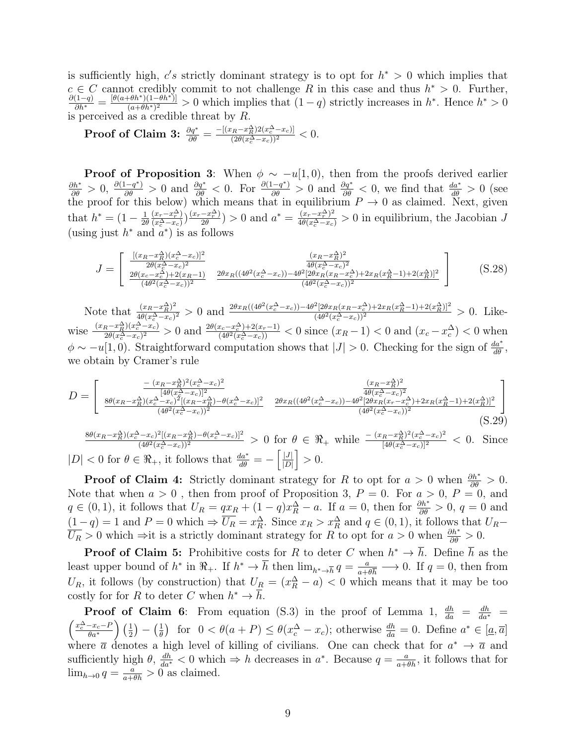is sufficiently high, $c's$ strictly dominant strategy is to opt for $h^* > 0$ which implies that $c \in C$ cannot credibly commit to not challenge $R$ in this case and thus $h^* > 0$. Further, $\frac{\partial(1-q)}{\partial h^*} = \frac{[\theta(a+\theta h^*)(1-\theta h^*)]}{(a+\theta h^*)^2} > 0$ which implies that $(1-q)$ strictly increases in $h^*$. Hence $h^* > 0$ is perceived as a credible threat by $R$.

**Proof of Claim 3:** $\frac{\partial q^*}{\partial \theta} = \frac{-[(x_R - x_R^{\Delta})2(x_c^{\Delta} - x_c)]}{(2\theta(x_c^{\Delta} - x_c))^2} < 0.$

**Proof of Proposition 3**: When $\phi \sim -u[1,0)$, then from the proofs derived earlier $\frac{\partial h^*}{\partial \theta} > 0$, $\frac{\partial(1-q^*)}{\partial \theta} > 0$ and $\frac{\partial q^*}{\partial \theta} < 0$. For $\frac{\partial(1-q^*)}{\partial \theta} > 0$ and $\frac{\partial q^*}{\partial \theta} < 0$, we find that $\frac{da^*}{d\theta} > 0$ (see the proof for this below) which means that in equilibrium $P \to 0$ as claimed. Next, given that $h^* = (1 - \frac{1}{2\theta}\frac{(x_r - x_r^{\Delta})}{(x_c^{\Delta} - x_c)})\frac{(x_r - x_r^{\Delta})}{2\theta}) > 0$ and $a^* = \frac{(x_r - x_r^{\Delta})^2}{4\theta(x_c^{\Delta} - x_c)} > 0$ in equilibrium, the Jacobian $J$ (using just $h^*$ and $a^*$) is as follows

$$J = \begin{bmatrix} \frac{[(x_R - x_R^{\Delta})(x_c^{\Delta} - x_c)]^2}{2\theta(x_c^{\Delta} - x_c)^2} & \frac{(x_R - x_R^{\Delta})^2}{4\theta(x_c^{\Delta} - x_c)^2} \\ \frac{2\theta(x_c - x_c^{\Delta}) + 2(x_R - 1)}{(4\theta^2(x_c^{\Delta} - x_c))^2} & \frac{2\theta x_R((4\theta^2(x_c^{\Delta} - x_c)) - 4\theta^2[2\theta x_R(x_R - x_c^{\Delta}) + 2x_R(x_R^{\Delta} - 1) + 2(x_R^{\Delta})]^2}{(4\theta^2(x_c^{\Delta} - x_c))^2} \end{bmatrix} \tag{S.28}$$

Note that $\frac{(x_R - x_R^{\Delta})^2}{4\theta(x_c^{\Delta} - x_c)^2} > 0$ and $\frac{2\theta x_R((4\theta^2(x_c^{\Delta} - x_c)) - 4\theta^2[2\theta x_R(x_R - x_c^{\Delta}) + 2x_R(x_R^{\Delta} - 1) + 2(x_R^{\Delta})]^2}{(4\theta^2(x_c^{\Delta} - x_c))^2} > 0$. Likewise $\frac{(x_R - x_R^{\Delta})(x_c^{\Delta} - x_c)}{2\theta(x_c^{\Delta} - x_c)^2} > 0$ and $\frac{2\theta(x_c - x_c^{\Delta}) + 2(x_r - 1)}{(4\theta^2(x_c^{\Delta} - x_c))} < 0$ since $(x_R - 1) < 0$ and $(x_c - x_c^{\Delta}) < 0$ when $\phi \sim -u[1,0)$. Straightforward computation shows that $|J| > 0$. Checking for the sign of $\frac{da^*}{d\theta}$, we obtain by Cramer's rule

$$D = \begin{bmatrix} \frac{-(x_R - x_R^{\Delta})^2(x_c^{\Delta} - x_c)^2}{[4\theta(x_c^{\Delta} - x_c)]^2} & \frac{(x_R - x_R^{\Delta})^2}{4\theta(x_c^{\Delta} - x_c)^2} \\ \frac{8\theta(x_R - x_R^{\Delta})(x_c^{\Delta} - x_c)^2[(x_R - x_R^{\Delta}) - \theta(x_c^{\Delta} - x_c)]^2}{(4\theta^2(x_c^{\Delta} - x_c))^2} & \frac{2\theta x_R((4\theta^2(x_c^{\Delta} - x_c)) - 4\theta^2[2\theta x_R(x_r - x_c^{\Delta}) + 2x_R(x_R^{\Delta} - 1) + 2(x_R^{\Delta})]^2}{(4\theta^2(x_c^{\Delta} - x_c))^2} \end{bmatrix} \tag{S.29}$$

$\frac{8\theta(x_R - x_R^{\Delta})(x_c^{\Delta} - x_c)^2[(x_R - x_R^{\Delta}) - \theta(x_c^{\Delta} - x_c)]^2}{(4\theta^2(x_c^{\Delta} - x_c))^2} > 0$ for $\theta \in \Re_+$ while $\frac{-(x_R - x_R^{\Delta})^2(x_c^{\Delta} - x_c)^2}{[4\theta(x_c^{\Delta} - x_c)]^2} < 0$. Since $|D| < 0$ for $\theta \in \Re_+$, it follows that $\frac{da^*}{d\theta} = -\left[\frac{|J|}{|D|}\right] > 0$.

**Proof of Claim 4:** Strictly dominant strategy for $R$ to opt for $a > 0$ when $\frac{\partial h^*}{\partial \theta} > 0$. Note that when $a > 0$ , then from proof of Proposition 3, $P = 0$. For $a > 0$, $P = 0$, and $q \in (0,1)$, it follows that $U_R = qx_R + (1-q)x_R^{\Delta} - a$. If $a = 0$, then for $\frac{\partial h^*}{\partial \theta} > 0$, $q = 0$ and $(1-q) = 1$ and $P = 0$ which $\Rightarrow \overline{U_R} = x_R^{\Delta}$. Since $x_R > x_R^{\Delta}$ and $q \in (0,1)$, it follows that $U_R - \overline{U_R} > 0$ which $\Rightarrow$it is a strictly dominant strategy for $R$ to opt for $a > 0$ when $\frac{\partial h^*}{\partial \theta} > 0$.

**Proof of Claim 5:** Prohibitive costs for $R$ to deter $C$ when $h^* \to \overline{h}$. Define $\overline{h}$ as the least upper bound of $h^*$ in $\Re_+$. If $h^* \to \overline{h}$ then $\lim_{h^* \to \overline{h}} q = \frac{a}{a + \theta\overline{h}} \longrightarrow 0$. If $q = 0$, then from $U_R$, it follows (by construction) that $U_R = (x_R^{\Delta} - a) < 0$ which means that it may be too costly for for $R$ to deter $C$ when $h^* \to \overline{h}$.

**Proof of Claim 6**: From equation (S.3) in the proof of Lemma 1, $\frac{dh}{da} = \frac{dh}{da^*} = \left(\frac{x_c^{\Delta} - x_c - P}{\theta a^*}\right)\left(\frac{1}{2}\right) - \left(\frac{1}{\theta}\right)$ for $0 < \theta(a + P) \leq \theta(x_c^{\Delta} - x_c)$; otherwise $\frac{dh}{da} = 0$. Define $a^* \in [\underline{a}, \overline{a}]$ where $\overline{a}$ denotes a high level of killing of civilians. One can check that for $a^* \to \overline{a}$ and sufficiently high $\theta$, $\frac{dh}{da^*} < 0$ which $\Rightarrow$ $h$ decreases in $a^*$. Because $q = \frac{a}{a + \theta h}$, it follows that for $\lim_{h \to 0} q = \frac{a}{a + \theta h} > 0$ as claimed.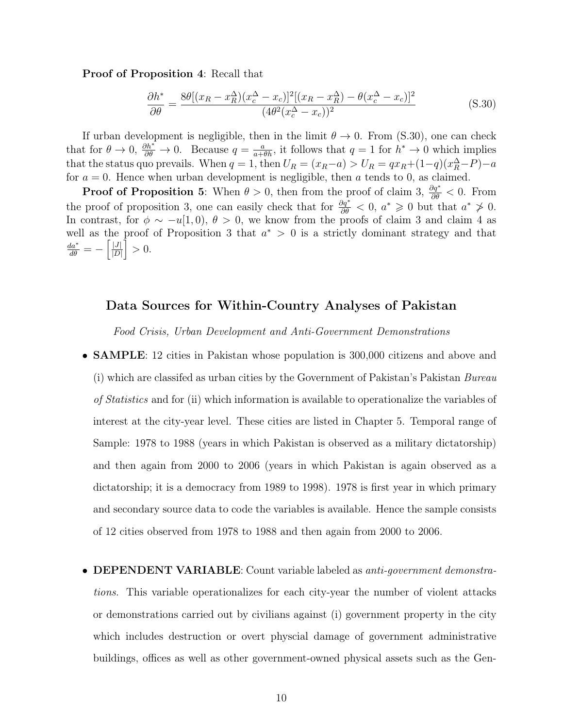**Proof of Proposition 4**: Recall that

$$\frac{\partial h^*}{\partial \theta} = \frac{8\theta[(x_R - x_R^{\Delta})(x_c^{\Delta} - x_c)]^2[(x_R - x_R^{\Delta}) - \theta(x_c^{\Delta} - x_c)]^2}{(4\theta^2(x_c^{\Delta} - x_c))^2} \tag{S.30}$$

If urban development is negligible, then in the limit $\theta \to 0$. From (S.30), one can check that for $\theta \to 0$, $\frac{\partial h^*}{\partial \theta} \to 0$. Because $q = \frac{a}{a+\theta h}$, it follows that $q = 1$ for $h^* \to 0$ which implies that the status quo prevails. When $q = 1$, then $U_R = (x_R - a) > U_R = qx_R + (1-q)(x_R^{\Delta} - P) - a$ for $a = 0$. Hence when urban development is negligible, then $a$ tends to 0, as claimed.

**Proof of Proposition 5**: When $\theta > 0$, then from the proof of claim 3, $\frac{\partial q^*}{\partial \theta} < 0$. From the proof of proposition 3, one can easily check that for $\frac{\partial q^*}{\partial \theta} < 0$, $a^* \geqslant 0$ but that $a^* \ngtr 0$. In contrast, for $\phi \sim -u[1, 0)$, $\theta > 0$, we know from the proofs of claim 3 and claim 4 as well as the proof of Proposition 3 that $a^* > 0$ is a strictly dominant strategy and that $\frac{da^*}{d\theta} = -\left[\frac{|J|}{|D|}\right] > 0$.

## Data Sources for Within-Country Analyses of Pakistan

*Food Crisis, Urban Development and Anti-Government Demonstrations*

- **SAMPLE**: 12 cities in Pakistan whose population is 300,000 citizens and above and (i) which are classifed as urban cities by the Government of Pakistan's Pakistan *Bureau of Statistics* and for (ii) which information is available to operationalize the variables of interest at the city-year level. These cities are listed in Chapter 5. Temporal range of Sample: 1978 to 1988 (years in which Pakistan is observed as a military dictatorship) and then again from 2000 to 2006 (years in which Pakistan is again observed as a dictatorship; it is a democracy from 1989 to 1998). 1978 is first year in which primary and secondary source data to code the variables is available. Hence the sample consists of 12 cities observed from 1978 to 1988 and then again from 2000 to 2006.

- **DEPENDENT VARIABLE**: Count variable labeled as *anti-government demonstrations*. This variable operationalizes for each city-year the number of violent attacks or demonstrations carried out by civilians against (i) government property in the city which includes destruction or overt physcial damage of government administrative buildings, offices as well as other government-owned physical assets such as the Gen-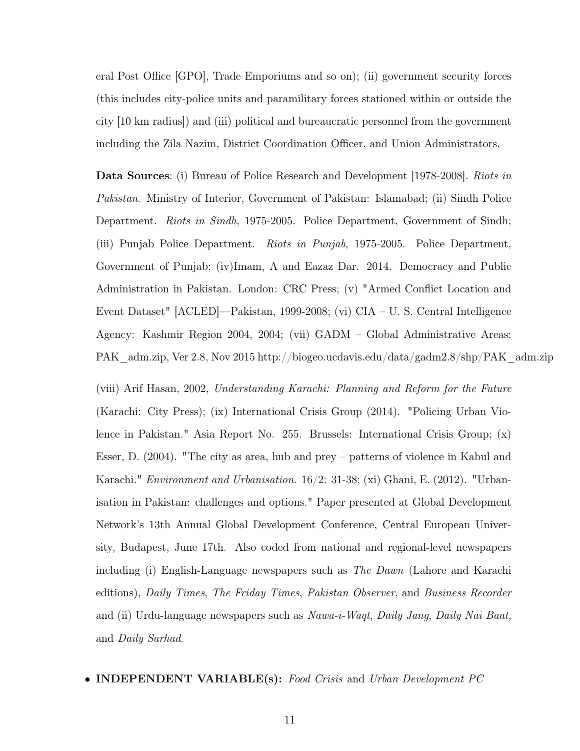eral Post Office [GPO], Trade Emporiums and so on); (ii) government security forces (this includes city-police units and paramilitary forces stationed within or outside the city [10 km radius]) and (iii) political and bureaucratic personnel from the government including the Zila Nazim, District Coordination Officer, and Union Administrators.

**Data Sources**: (i) Bureau of Police Research and Development [1978-2008]. *Riots in Pakistan*. Ministry of Interior, Government of Pakistan: Islamabad; (ii) Sindh Police Department. *Riots in Sindh*, 1975-2005. Police Department, Government of Sindh; (iii) Punjab Police Department. *Riots in Punjab*, 1975-2005. Police Department, Government of Punjab; (iv)Imam, A and Eazaz Dar. 2014. Democracy and Public Administration in Pakistan. London: CRC Press; (v) "Armed Conflict Location and Event Dataset" [ACLED]—Pakistan, 1999-2008; (vi) CIA – U. S. Central Intelligence Agency: Kashmir Region 2004, 2004; (vii) GADM – Global Administrative Areas: PAK_adm.zip, Ver 2.8, Nov 2015 http://biogeo.ucdavis.edu/data/gadm2.8/shp/PAK_adm.zip

(viii) Arif Hasan, 2002, *Understanding Karachi: Planning and Reform for the Future* (Karachi: City Press); (ix) International Crisis Group (2014). "Policing Urban Violence in Pakistan." Asia Report No. 255. Brussels: International Crisis Group; (x) Esser, D. (2004). "The city as area, hub and prey – patterns of violence in Kabul and Karachi." *Environment and Urbanisation*. 16/2: 31-38; (xi) Ghani, E. (2012). "Urbanisation in Pakistan: challenges and options." Paper presented at Global Development Network's 13th Annual Global Development Conference, Central European University, Budapest, June 17th. Also coded from national and regional-level newspapers including (i) English-Language newspapers such as *The Dawn* (Lahore and Karachi editions), *Daily Times*, *The Friday Times*, *Pakistan Observer*, and *Business Recorder* and (ii) Urdu-language newspapers such as *Nawa-i-Waqt*, *Daily Jang*, *Daily Nai Baat*, and *Daily Sarhad*.

- **INDEPENDENT VARIABLE(s):** *Food Crisis* and *Urban Development PC*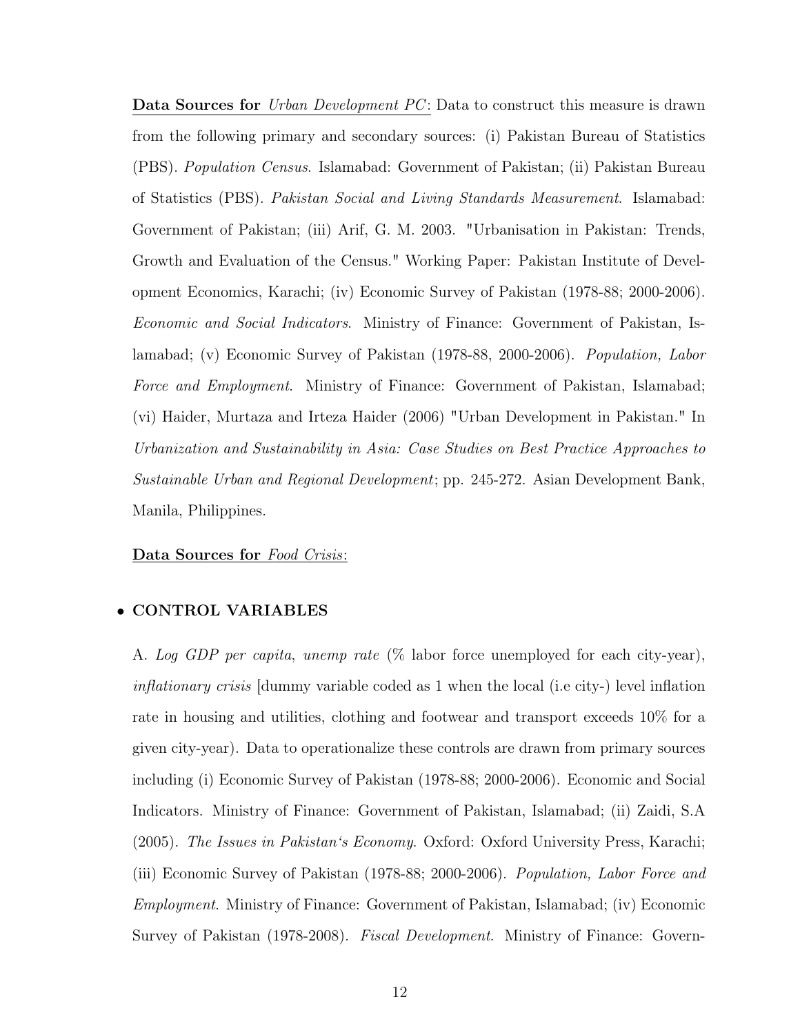**Data Sources for** *Urban Development PC*: Data to construct this measure is drawn from the following primary and secondary sources: (i) Pakistan Bureau of Statistics (PBS). *Population Census*. Islamabad: Government of Pakistan; (ii) Pakistan Bureau of Statistics (PBS). *Pakistan Social and Living Standards Measurement*. Islamabad: Government of Pakistan; (iii) Arif, G. M. 2003. "Urbanisation in Pakistan: Trends, Growth and Evaluation of the Census." Working Paper: Pakistan Institute of Development Economics, Karachi; (iv) Economic Survey of Pakistan (1978-88; 2000-2006). *Economic and Social Indicators*. Ministry of Finance: Government of Pakistan, Islamabad; (v) Economic Survey of Pakistan (1978-88, 2000-2006). *Population, Labor Force and Employment*. Ministry of Finance: Government of Pakistan, Islamabad; (vi) Haider, Murtaza and Irteza Haider (2006) "Urban Development in Pakistan." In *Urbanization and Sustainability in Asia: Case Studies on Best Practice Approaches to Sustainable Urban and Regional Development*; pp. 245-272. Asian Development Bank, Manila, Philippines.

**Data Sources for** *Food Crisis*:

- **CONTROL VARIABLES**

A. *Log GDP per capita*, *unemp rate* (% labor force unemployed for each city-year), *inflationary crisis* [dummy variable coded as 1 when the local (i.e city-) level inflation rate in housing and utilities, clothing and footwear and transport exceeds 10% for a given city-year). Data to operationalize these controls are drawn from primary sources including (i) Economic Survey of Pakistan (1978-88; 2000-2006). Economic and Social Indicators. Ministry of Finance: Government of Pakistan, Islamabad; (ii) Zaidi, S.A (2005). *The Issues in Pakistan's Economy*. Oxford: Oxford University Press, Karachi; (iii) Economic Survey of Pakistan (1978-88; 2000-2006). *Population, Labor Force and Employment*. Ministry of Finance: Government of Pakistan, Islamabad; (iv) Economic Survey of Pakistan (1978-2008). *Fiscal Development*. Ministry of Finance: Govern-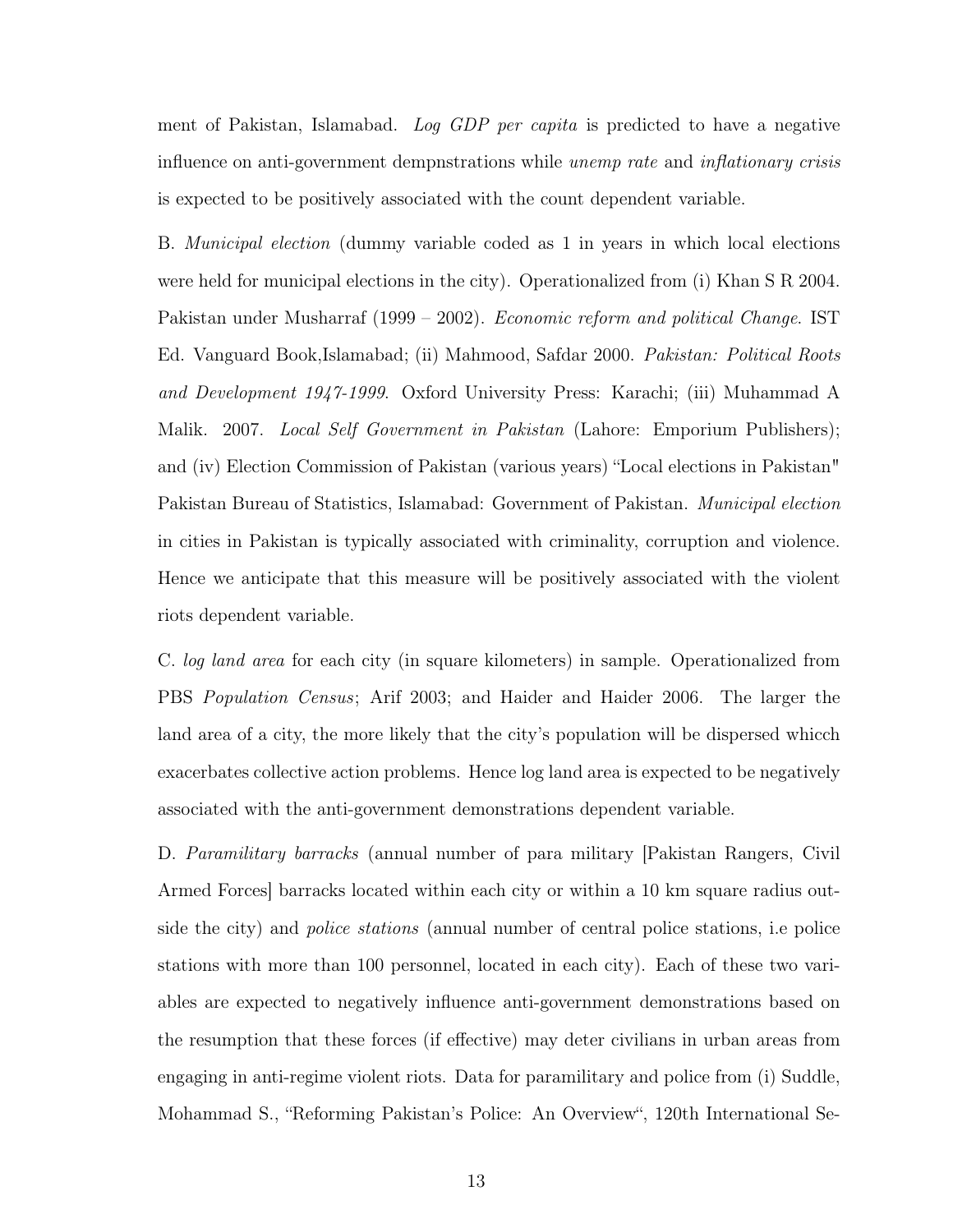ment of Pakistan, Islamabad. *Log GDP per capita* is predicted to have a negative influence on anti-government dempnstrations while *unemp rate* and *inflationary crisis* is expected to be positively associated with the count dependent variable.

B. *Municipal election* (dummy variable coded as 1 in years in which local elections were held for municipal elections in the city). Operationalized from (i) Khan S R 2004. Pakistan under Musharraf (1999 – 2002). *Economic reform and political Change*. IST Ed. Vanguard Book,Islamabad; (ii) Mahmood, Safdar 2000. *Pakistan: Political Roots and Development 1947-1999*. Oxford University Press: Karachi; (iii) Muhammad A Malik. 2007. *Local Self Government in Pakistan* (Lahore: Emporium Publishers); and (iv) Election Commission of Pakistan (various years) "Local elections in Pakistan" Pakistan Bureau of Statistics, Islamabad: Government of Pakistan. *Municipal election* in cities in Pakistan is typically associated with criminality, corruption and violence. Hence we anticipate that this measure will be positively associated with the violent riots dependent variable.

C. *log land area* for each city (in square kilometers) in sample. Operationalized from PBS *Population Census*; Arif 2003; and Haider and Haider 2006. The larger the land area of a city, the more likely that the city's population will be dispersed whicch exacerbates collective action problems. Hence log land area is expected to be negatively associated with the anti-government demonstrations dependent variable.

D. *Paramilitary barracks* (annual number of para military [Pakistan Rangers, Civil Armed Forces] barracks located within each city or within a 10 km square radius outside the city) and *police stations* (annual number of central police stations, i.e police stations with more than 100 personnel, located in each city). Each of these two variables are expected to negatively influence anti-government demonstrations based on the resumption that these forces (if effective) may deter civilians in urban areas from engaging in anti-regime violent riots. Data for paramilitary and police from (i) Suddle, Mohammad S., "Reforming Pakistan's Police: An Overview", 120th International Se-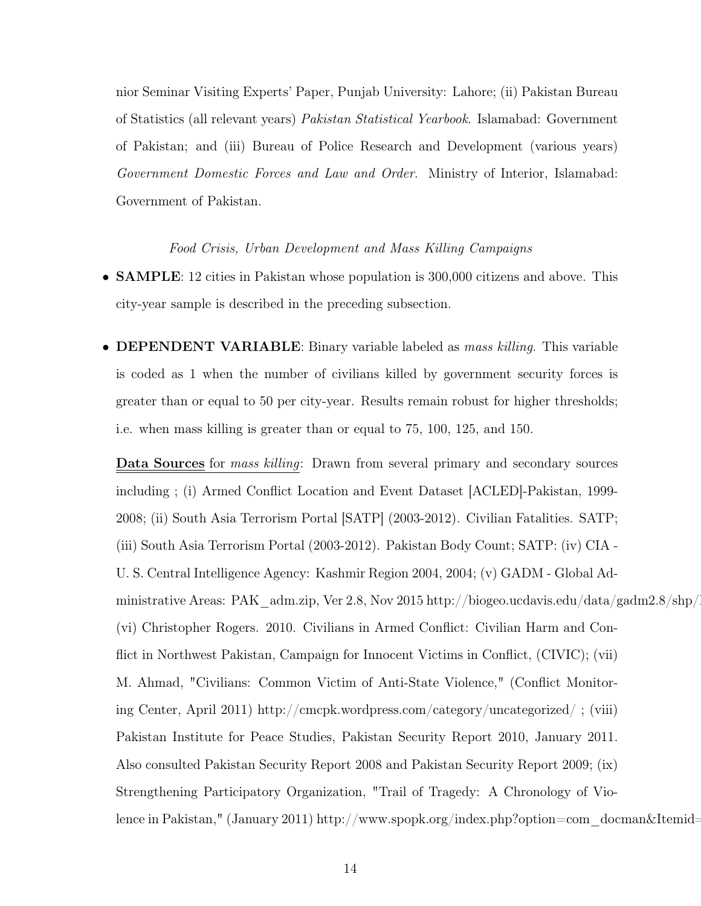nior Seminar Visiting Experts' Paper, Punjab University: Lahore; (ii) Pakistan Bureau of Statistics (all relevant years) *Pakistan Statistical Yearbook*. Islamabad: Government of Pakistan; and (iii) Bureau of Police Research and Development (various years) *Government Domestic Forces and Law and Order*. Ministry of Interior, Islamabad: Government of Pakistan.

*Food Crisis, Urban Development and Mass Killing Campaigns*

- **SAMPLE**: 12 cities in Pakistan whose population is 300,000 citizens and above. This city-year sample is described in the preceding subsection.

- **DEPENDENT VARIABLE**: Binary variable labeled as *mass killing*. This variable is coded as 1 when the number of civilians killed by government security forces is greater than or equal to 50 per city-year. Results remain robust for higher thresholds; i.e. when mass killing is greater than or equal to 75, 100, 125, and 150.

  **Data Sources** for *mass killing*: Drawn from several primary and secondary sources including ; (i) Armed Conflict Location and Event Dataset [ACLED]-Pakistan, 1999-2008; (ii) South Asia Terrorism Portal [SATP] (2003-2012). Civilian Fatalities. SATP; (iii) South Asia Terrorism Portal (2003-2012). Pakistan Body Count; SATP: (iv) CIA - U. S. Central Intelligence Agency: Kashmir Region 2004, 2004; (v) GADM - Global Administrative Areas: PAK_adm.zip, Ver 2.8, Nov 2015 http://biogeo.ucdavis.edu/data/gadm2.8/shp/ (vi) Christopher Rogers. 2010. Civilians in Armed Conflict: Civilian Harm and Conflict in Northwest Pakistan, Campaign for Innocent Victims in Conflict, (CIVIC); (vii) M. Ahmad, "Civilians: Common Victim of Anti-State Violence," (Conflict Monitoring Center, April 2011) http://cmcpk.wordpress.com/category/uncategorized/ ; (viii) Pakistan Institute for Peace Studies, Pakistan Security Report 2010, January 2011. Also consulted Pakistan Security Report 2008 and Pakistan Security Report 2009; (ix) Strengthening Participatory Organization, "Trail of Tragedy: A Chronology of Violence in Pakistan," (January 2011) http://www.spopk.org/index.php?option=com_docman&Itemid=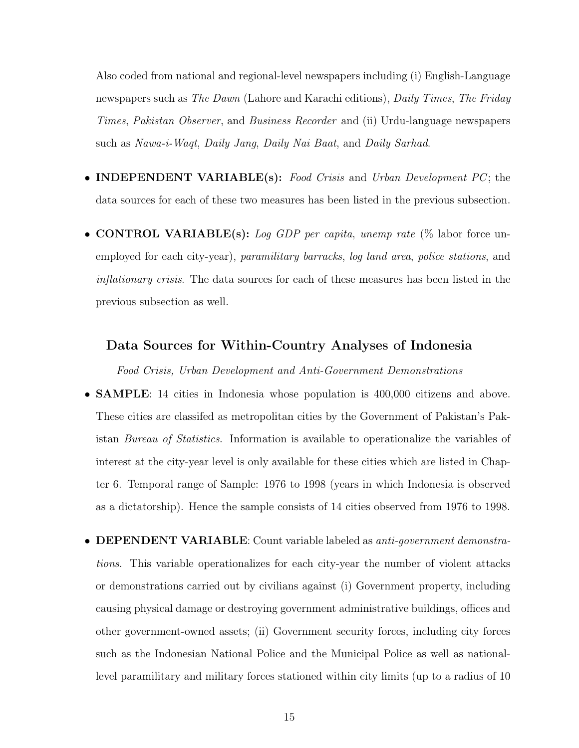Also coded from national and regional-level newspapers including (i) English-Language newspapers such as *The Dawn* (Lahore and Karachi editions), *Daily Times*, *The Friday Times*, *Pakistan Observer*, and *Business Recorder* and (ii) Urdu-language newspapers such as *Nawa-i-Waqt*, *Daily Jang*, *Daily Nai Baat*, and *Daily Sarhad*.

- **INDEPENDENT VARIABLE(s):** *Food Crisis* and *Urban Development PC*; the data sources for each of these two measures has been listed in the previous subsection.

- **CONTROL VARIABLE(s):** *Log GDP per capita*, *unemp rate* (% labor force unemployed for each city-year), *paramilitary barracks*, *log land area*, *police stations*, and *inflationary crisis*. The data sources for each of these measures has been listed in the previous subsection as well.

### Data Sources for Within-Country Analyses of Indonesia

*Food Crisis, Urban Development and Anti-Government Demonstrations*

- **SAMPLE**: 14 cities in Indonesia whose population is 400,000 citizens and above. These cities are classifed as metropolitan cities by the Government of Pakistan's Pakistan *Bureau of Statistics*. Information is available to operationalize the variables of interest at the city-year level is only available for these cities which are listed in Chapter 6. Temporal range of Sample: 1976 to 1998 (years in which Indonesia is observed as a dictatorship). Hence the sample consists of 14 cities observed from 1976 to 1998.

- **DEPENDENT VARIABLE**: Count variable labeled as *anti-government demonstrations*. This variable operationalizes for each city-year the number of violent attacks or demonstrations carried out by civilians against (i) Government property, including causing physical damage or destroying government administrative buildings, offices and other government-owned assets; (ii) Government security forces, including city forces such as the Indonesian National Police and the Municipal Police as well as national-level paramilitary and military forces stationed within city limits (up to a radius of 10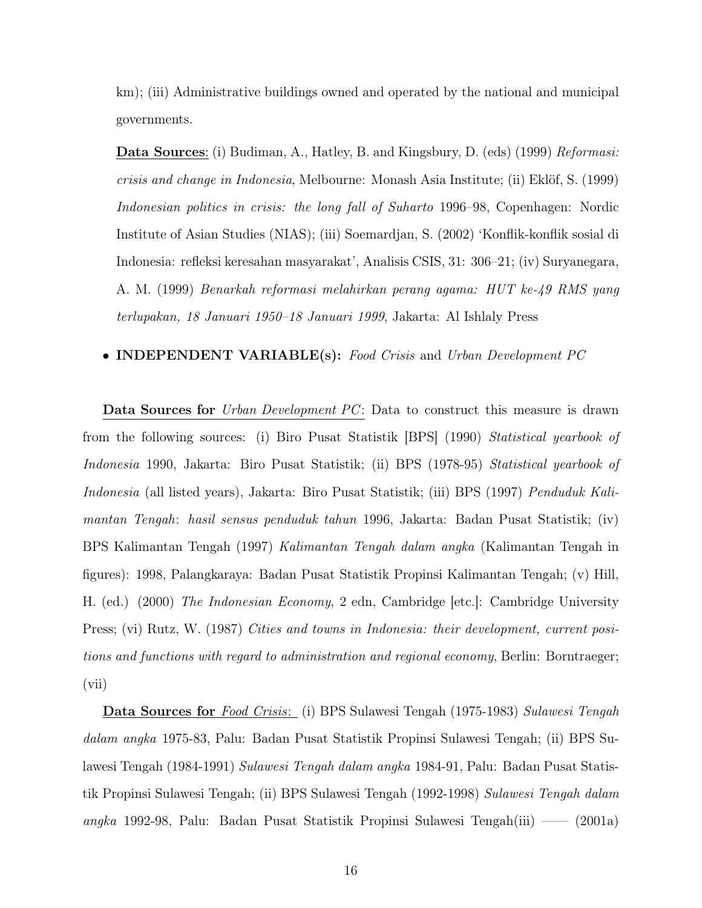km); (iii) Administrative buildings owned and operated by the national and municipal governments.

**Data Sources**: (i) Budiman, A., Hatley, B. and Kingsbury, D. (eds) (1999) *Reformasi: crisis and change in Indonesia*, Melbourne: Monash Asia Institute; (ii) Eklöf, S. (1999) *Indonesian politics in crisis: the long fall of Suharto* 1996–98, Copenhagen: Nordic Institute of Asian Studies (NIAS); (iii) Soemardjan, S. (2002) 'Konflik-konflik sosial di Indonesia: refleksi keresahan masyarakat', Analisis CSIS, 31: 306–21; (iv) Suryanegara, A. M. (1999) *Benarkah reformasi melahirkan perang agama: HUT ke-49 RMS yang terlupakan, 18 Januari 1950–18 Januari 1999*, Jakarta: Al Ishlaly Press

- **INDEPENDENT VARIABLE(s):** *Food Crisis* and *Urban Development PC*

**Data Sources for** *Urban Development PC*: Data to construct this measure is drawn from the following sources: (i) Biro Pusat Statistik [BPS] (1990) *Statistical yearbook of Indonesia* 1990, Jakarta: Biro Pusat Statistik; (ii) BPS (1978-95) *Statistical yearbook of Indonesia* (all listed years), Jakarta: Biro Pusat Statistik; (iii) BPS (1997) *Penduduk Kalimantan Tengah*: *hasil sensus penduduk tahun* 1996, Jakarta: Badan Pusat Statistik; (iv) BPS Kalimantan Tengah (1997) *Kalimantan Tengah dalam angka* (Kalimantan Tengah in figures): 1998, Palangkaraya: Badan Pusat Statistik Propinsi Kalimantan Tengah; (v) Hill, H. (ed.) (2000) *The Indonesian Economy*, 2 edn, Cambridge [etc.]: Cambridge University Press; (vi) Rutz, W. (1987) *Cities and towns in Indonesia: their development, current positions and functions with regard to administration and regional economy*, Berlin: Borntraeger; (vii)

**Data Sources for** *Food Crisis*: (i) BPS Sulawesi Tengah (1975-1983) *Sulawesi Tengah dalam angka* 1975-83, Palu: Badan Pusat Statistik Propinsi Sulawesi Tengah; (ii) BPS Sulawesi Tengah (1984-1991) *Sulawesi Tengah dalam angka* 1984-91, Palu: Badan Pusat Statistik Propinsi Sulawesi Tengah; (ii) BPS Sulawesi Tengah (1992-1998) *Sulawesi Tengah dalam angka* 1992-98, Palu: Badan Pusat Statistik Propinsi Sulawesi Tengah(iii) —— (2001a)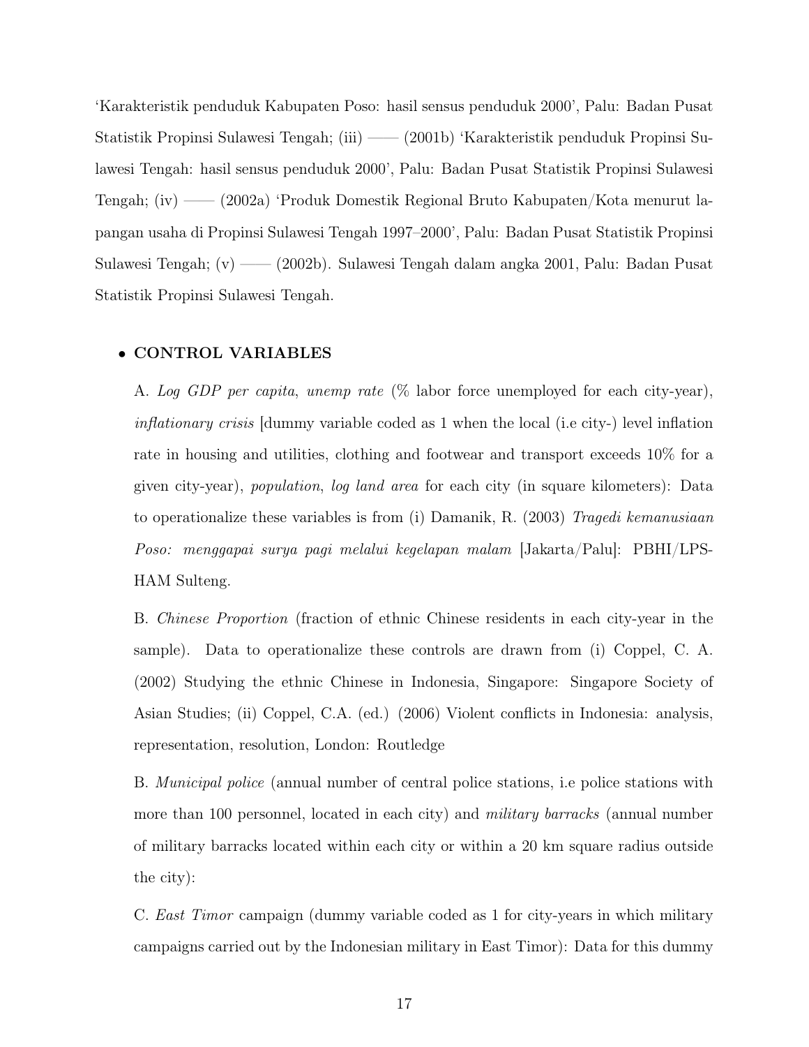'Karakteristik penduduk Kabupaten Poso: hasil sensus penduduk 2000', Palu: Badan Pusat Statistik Propinsi Sulawesi Tengah; (iii) —— (2001b) 'Karakteristik penduduk Propinsi Sulawesi Tengah: hasil sensus penduduk 2000', Palu: Badan Pusat Statistik Propinsi Sulawesi Tengah; (iv) —— (2002a) 'Produk Domestik Regional Bruto Kabupaten/Kota menurut lapangan usaha di Propinsi Sulawesi Tengah 1997–2000', Palu: Badan Pusat Statistik Propinsi Sulawesi Tengah; (v) —— (2002b). Sulawesi Tengah dalam angka 2001, Palu: Badan Pusat Statistik Propinsi Sulawesi Tengah.

- **CONTROL VARIABLES**

  A. *Log GDP per capita*, *unemp rate* (% labor force unemployed for each city-year), *inflationary crisis* [dummy variable coded as 1 when the local (i.e city-) level inflation rate in housing and utilities, clothing and footwear and transport exceeds 10% for a given city-year), *population*, *log land area* for each city (in square kilometers): Data to operationalize these variables is from (i) Damanik, R. (2003) *Tragedi kemanusiaan Poso: menggapai surya pagi melalui kegelapan malam* [Jakarta/Palu]: PBHI/LPS-HAM Sulteng.

  B. *Chinese Proportion* (fraction of ethnic Chinese residents in each city-year in the sample). Data to operationalize these controls are drawn from (i) Coppel, C. A. (2002) Studying the ethnic Chinese in Indonesia, Singapore: Singapore Society of Asian Studies; (ii) Coppel, C.A. (ed.) (2006) Violent conflicts in Indonesia: analysis, representation, resolution, London: Routledge

  B. *Municipal police* (annual number of central police stations, i.e police stations with more than 100 personnel, located in each city) and *military barracks* (annual number of military barracks located within each city or within a 20 km square radius outside the city):

  C. *East Timor* campaign (dummy variable coded as 1 for city-years in which military campaigns carried out by the Indonesian military in East Timor): Data for this dummy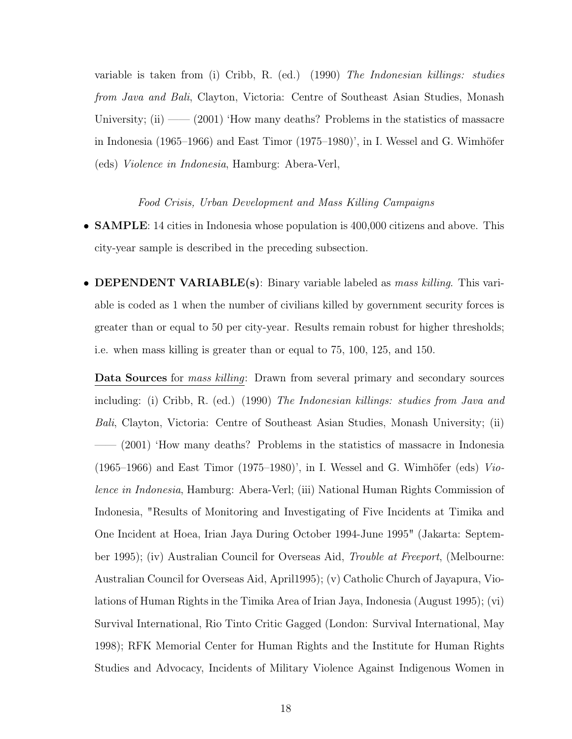variable is taken from (i) Cribb, R. (ed.) (1990) *The Indonesian killings: studies from Java and Bali*, Clayton, Victoria: Centre of Southeast Asian Studies, Monash University; (ii) —— (2001) 'How many deaths? Problems in the statistics of massacre in Indonesia (1965–1966) and East Timor (1975–1980)', in I. Wessel and G. Wimhöfer (eds) *Violence in Indonesia*, Hamburg: Abera-Verl,

*Food Crisis, Urban Development and Mass Killing Campaigns*

- **SAMPLE**: 14 cities in Indonesia whose population is 400,000 citizens and above. This city-year sample is described in the preceding subsection.

- **DEPENDENT VARIABLE(s)**: Binary variable labeled as *mass killing*. This variable is coded as 1 when the number of civilians killed by government security forces is greater than or equal to 50 per city-year. Results remain robust for higher thresholds; i.e. when mass killing is greater than or equal to 75, 100, 125, and 150.

  **Data Sources** for *mass killing*: Drawn from several primary and secondary sources including: (i) Cribb, R. (ed.) (1990) *The Indonesian killings: studies from Java and Bali*, Clayton, Victoria: Centre of Southeast Asian Studies, Monash University; (ii) —— (2001) 'How many deaths? Problems in the statistics of massacre in Indonesia (1965–1966) and East Timor (1975–1980)', in I. Wessel and G. Wimhöfer (eds) *Violence in Indonesia*, Hamburg: Abera-Verl; (iii) National Human Rights Commission of Indonesia, "Results of Monitoring and Investigating of Five Incidents at Timika and One Incident at Hoea, Irian Jaya During October 1994-June 1995" (Jakarta: September 1995); (iv) Australian Council for Overseas Aid, *Trouble at Freeport*, (Melbourne: Australian Council for Overseas Aid, April1995); (v) Catholic Church of Jayapura, Violations of Human Rights in the Timika Area of Irian Jaya, Indonesia (August 1995); (vi) Survival International, Rio Tinto Critic Gagged (London: Survival International, May 1998); RFK Memorial Center for Human Rights and the Institute for Human Rights Studies and Advocacy, Incidents of Military Violence Against Indigenous Women in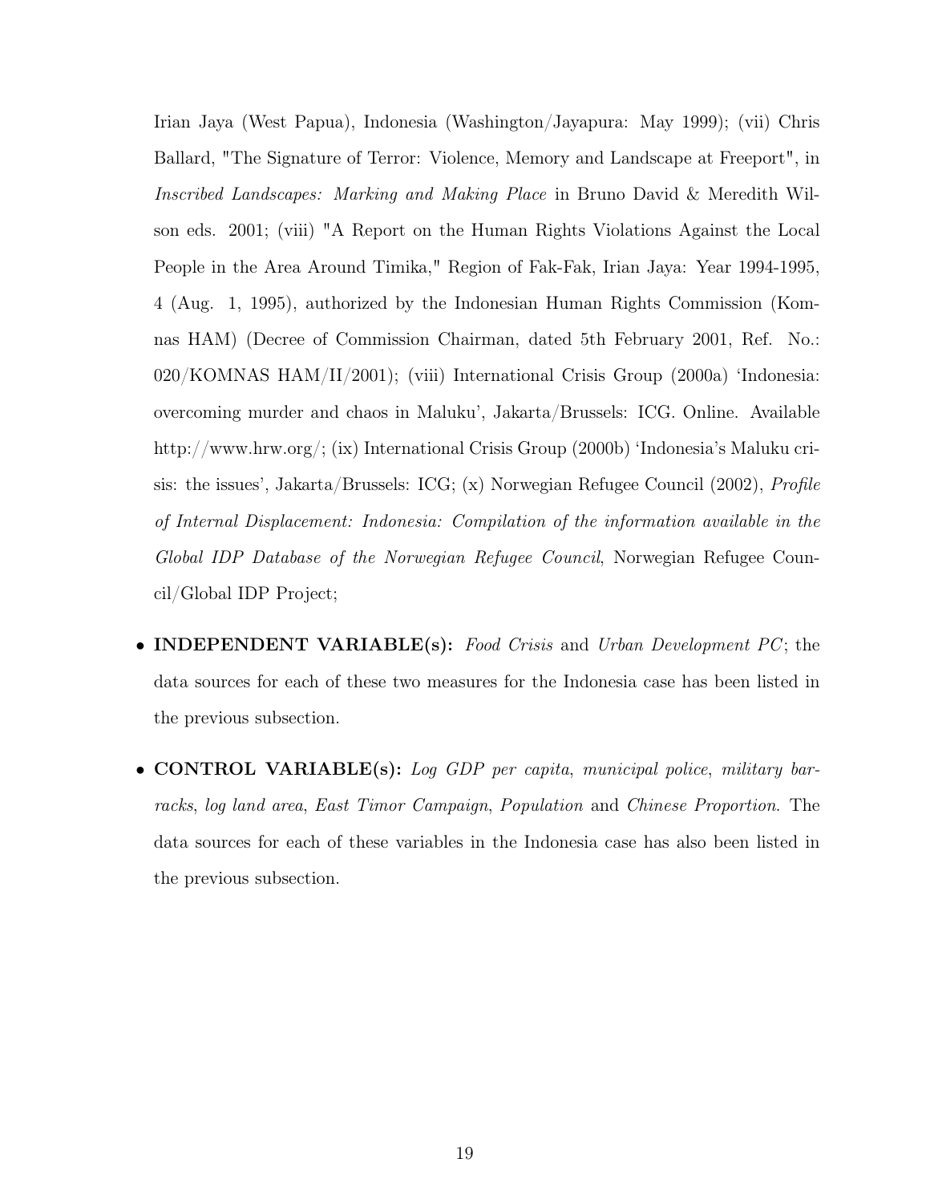Irian Jaya (West Papua), Indonesia (Washington/Jayapura: May 1999); (vii) Chris Ballard, "The Signature of Terror: Violence, Memory and Landscape at Freeport", in *Inscribed Landscapes: Marking and Making Place* in Bruno David & Meredith Wilson eds. 2001; (viii) "A Report on the Human Rights Violations Against the Local People in the Area Around Timika," Region of Fak-Fak, Irian Jaya: Year 1994-1995, 4 (Aug. 1, 1995), authorized by the Indonesian Human Rights Commission (Komnas HAM) (Decree of Commission Chairman, dated 5th February 2001, Ref. No.: 020/KOMNAS HAM/II/2001); (viii) International Crisis Group (2000a) 'Indonesia: overcoming murder and chaos in Maluku', Jakarta/Brussels: ICG. Online. Available http://www.hrw.org/; (ix) International Crisis Group (2000b) 'Indonesia's Maluku crisis: the issues', Jakarta/Brussels: ICG; (x) Norwegian Refugee Council (2002), *Profile of Internal Displacement: Indonesia: Compilation of the information available in the Global IDP Database of the Norwegian Refugee Council*, Norwegian Refugee Council/Global IDP Project;

- **INDEPENDENT VARIABLE(s):** *Food Crisis* and *Urban Development PC*; the data sources for each of these two measures for the Indonesia case has been listed in the previous subsection.
- **CONTROL VARIABLE(s):** *Log GDP per capita*, *municipal police*, *military barracks*, *log land area*, *East Timor Campaign*, *Population* and *Chinese Proportion*. The data sources for each of these variables in the Indonesia case has also been listed in the previous subsection.